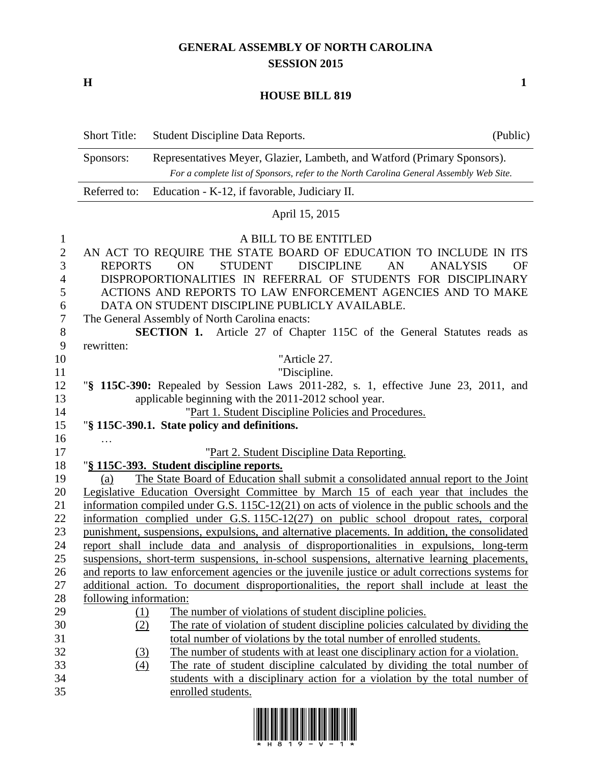# GENERAL ASSEMBLY OF NORTH CAROLINA
## SESSION 2015

**H** **1**

## HOUSE BILL 819

| | | |
|---|---|---|
| Short Title: | Student Discipline Data Reports. | (Public) |
| Sponsors: | Representatives Meyer, Glazier, Lambeth, and Watford (Primary Sponsors). *For a complete list of Sponsors, refer to the North Carolina General Assembly Web Site.* | |
| Referred to: | Education - K-12, if favorable, Judiciary II. | |

April 15, 2015

A BILL TO BE ENTITLED

AN ACT TO REQUIRE THE STATE BOARD OF EDUCATION TO INCLUDE IN ITS REPORTS ON STUDENT DISCIPLINE AN ANALYSIS OF DISPROPORTIONALITIES IN REFERRAL OF STUDENTS FOR DISCIPLINARY ACTIONS AND REPORTS TO LAW ENFORCEMENT AGENCIES AND TO MAKE DATA ON STUDENT DISCIPLINE PUBLICLY AVAILABLE.

The General Assembly of North Carolina enacts:

**SECTION 1.** Article 27 of Chapter 115C of the General Statutes reads as rewritten:

"Article 27.

"Discipline.

"**§ 115C-390:** Repealed by Session Laws 2011-282, s. 1, effective June 23, 2011, and applicable beginning with the 2011-2012 school year.

"Part 1. Student Discipline Policies and Procedures.

"**§ 115C-390.1. State policy and definitions.**

…

"Part 2. Student Discipline Data Reporting.

"**§ 115C-393. Student discipline reports.**

(a) The State Board of Education shall submit a consolidated annual report to the Joint Legislative Education Oversight Committee by March 15 of each year that includes the information compiled under G.S. 115C-12(21) on acts of violence in the public schools and the information complied under G.S. 115C-12(27) on public school dropout rates, corporal punishment, suspensions, expulsions, and alternative placements. In addition, the consolidated report shall include data and analysis of disproportionalities in expulsions, long-term suspensions, short-term suspensions, in-school suspensions, alternative learning placements, and reports to law enforcement agencies or the juvenile justice or adult corrections systems for additional action. To document disproportionalities, the report shall include at least the following information:

(1) The number of violations of student discipline policies.

(2) The rate of violation of student discipline policies calculated by dividing the total number of violations by the total number of enrolled students.

(3) The number of students with at least one disciplinary action for a violation.

(4) The rate of student discipline calculated by dividing the total number of students with a disciplinary action for a violation by the total number of enrolled students.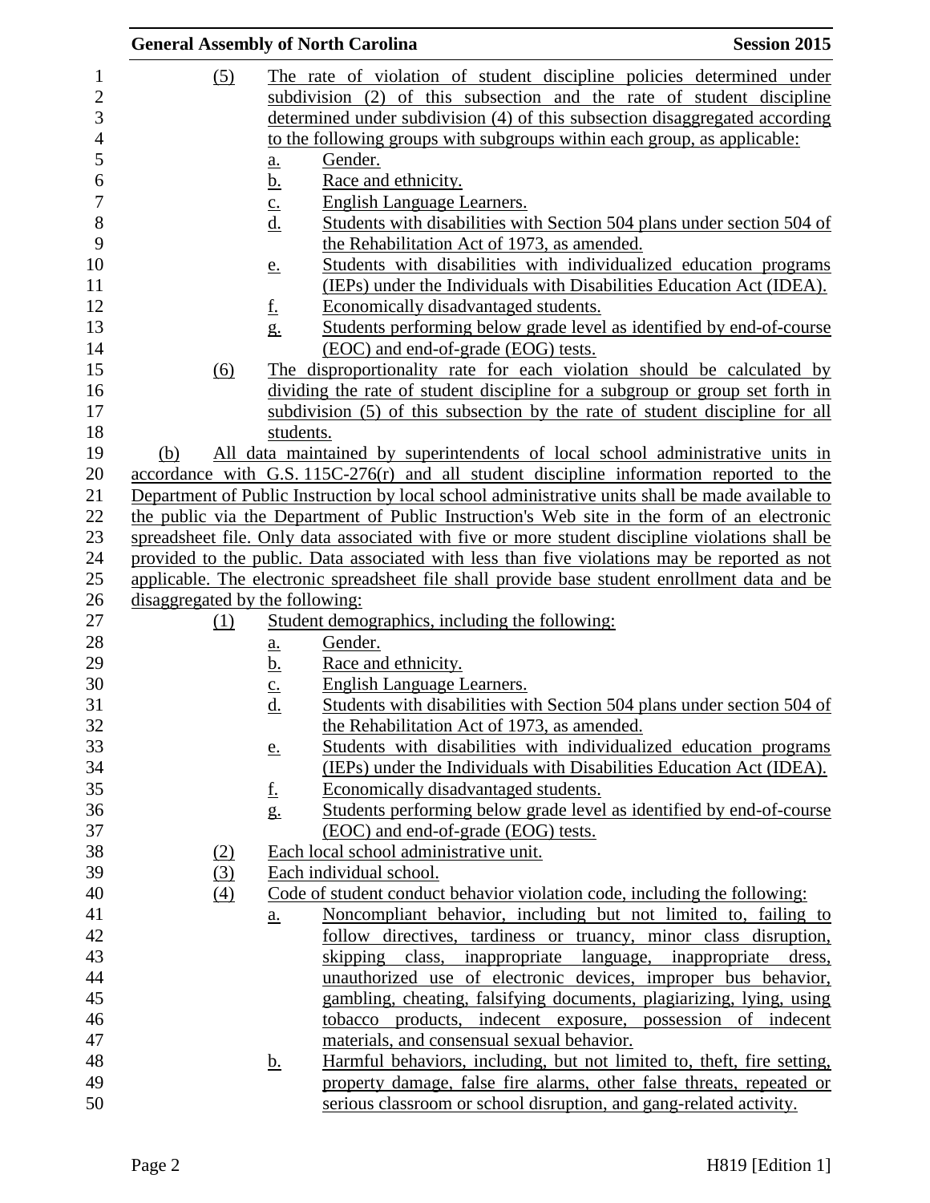(5) The rate of violation of student discipline policies determined under subdivision (2) of this subsection and the rate of student discipline determined under subdivision (4) of this subsection disaggregated according to the following groups with subgroups within each group, as applicable:

a. Gender.
b. Race and ethnicity.
c. English Language Learners.
d. Students with disabilities with Section 504 plans under section 504 of the Rehabilitation Act of 1973, as amended.
e. Students with disabilities with individualized education programs (IEPs) under the Individuals with Disabilities Education Act (IDEA).
f. Economically disadvantaged students.
g. Students performing below grade level as identified by end-of-course (EOC) and end-of-grade (EOG) tests.

(6) The disproportionality rate for each violation should be calculated by dividing the rate of student discipline for a subgroup or group set forth in subdivision (5) of this subsection by the rate of student discipline for all students.

(b) All data maintained by superintendents of local school administrative units in accordance with G.S. 115C-276(r) and all student discipline information reported to the Department of Public Instruction by local school administrative units shall be made available to the public via the Department of Public Instruction's Web site in the form of an electronic spreadsheet file. Only data associated with five or more student discipline violations shall be provided to the public. Data associated with less than five violations may be reported as not applicable. The electronic spreadsheet file shall provide base student enrollment data and be disaggregated by the following:

(1) Student demographics, including the following:

a. Gender.
b. Race and ethnicity.
c. English Language Learners.
d. Students with disabilities with Section 504 plans under section 504 of the Rehabilitation Act of 1973, as amended.
e. Students with disabilities with individualized education programs (IEPs) under the Individuals with Disabilities Education Act (IDEA).
f. Economically disadvantaged students.
g. Students performing below grade level as identified by end-of-course (EOC) and end-of-grade (EOG) tests.

(2) Each local school administrative unit.

(3) Each individual school.

(4) Code of student conduct behavior violation code, including the following:

a. Noncompliant behavior, including but not limited to, failing to follow directives, tardiness or truancy, minor class disruption, skipping class, inappropriate language, inappropriate dress, unauthorized use of electronic devices, improper bus behavior, gambling, cheating, falsifying documents, plagiarizing, lying, using tobacco products, indecent exposure, possession of indecent materials, and consensual sexual behavior.
b. Harmful behaviors, including, but not limited to, theft, fire setting, property damage, false fire alarms, other false threats, repeated or serious classroom or school disruption, and gang-related activity.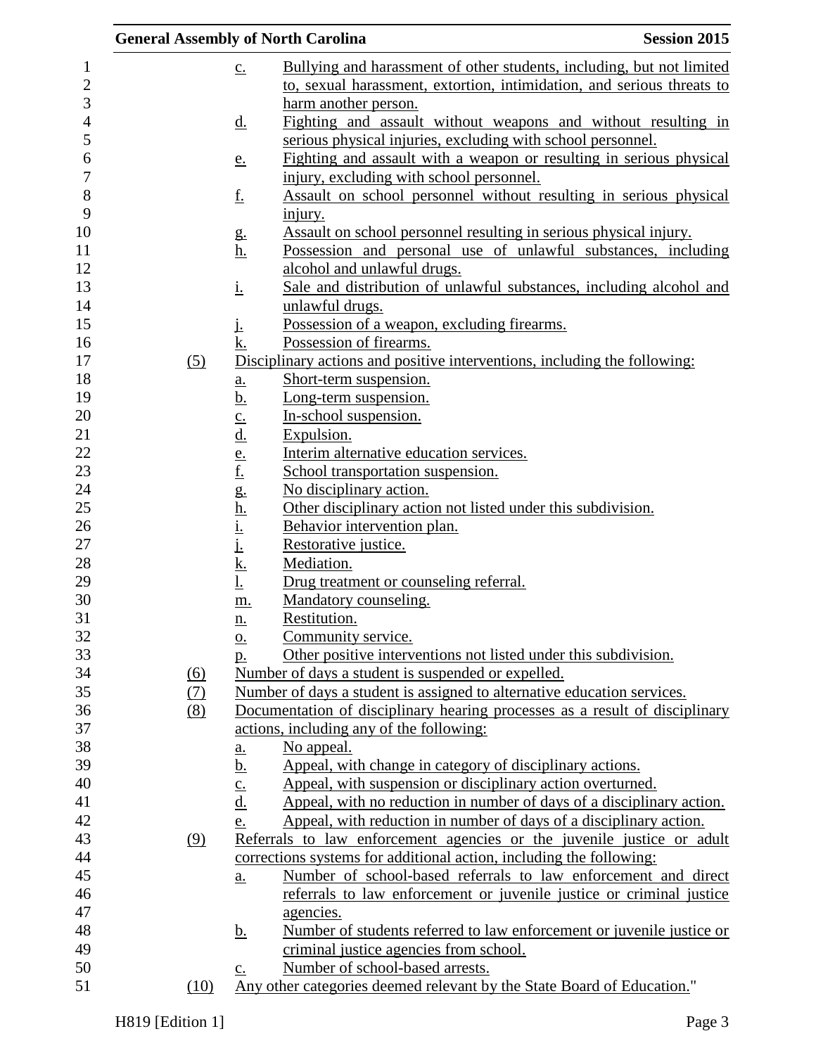c. Bullying and harassment of other students, including, but not limited to, sexual harassment, extortion, intimidation, and serious threats to harm another person.

d. Fighting and assault without weapons and without resulting in serious physical injuries, excluding with school personnel.

e. Fighting and assault with a weapon or resulting in serious physical injury, excluding with school personnel.

f. Assault on school personnel without resulting in serious physical injury.

g. Assault on school personnel resulting in serious physical injury.

h. Possession and personal use of unlawful substances, including alcohol and unlawful drugs.

i. Sale and distribution of unlawful substances, including alcohol and unlawful drugs.

j. Possession of a weapon, excluding firearms.

k. Possession of firearms.

(5) Disciplinary actions and positive interventions, including the following:

a. Short-term suspension.
b. Long-term suspension.
c. In-school suspension.
d. Expulsion.
e. Interim alternative education services.
f. School transportation suspension.
g. No disciplinary action.
h. Other disciplinary action not listed under this subdivision.
i. Behavior intervention plan.
j. Restorative justice.
k. Mediation.
l. Drug treatment or counseling referral.
m. Mandatory counseling.
n. Restitution.
o. Community service.
p. Other positive interventions not listed under this subdivision.

(6) Number of days a student is suspended or expelled.

(7) Number of days a student is assigned to alternative education services.

(8) Documentation of disciplinary hearing processes as a result of disciplinary actions, including any of the following:

a. No appeal.
b. Appeal, with change in category of disciplinary actions.
c. Appeal, with suspension or disciplinary action overturned.
d. Appeal, with no reduction in number of days of a disciplinary action.
e. Appeal, with reduction in number of days of a disciplinary action.

(9) Referrals to law enforcement agencies or the juvenile justice or adult corrections systems for additional action, including the following:

a. Number of school-based referrals to law enforcement and direct referrals to law enforcement or juvenile justice or criminal justice agencies.
b. Number of students referred to law enforcement or juvenile justice or criminal justice agencies from school.
c. Number of school-based arrests.

(10) Any other categories deemed relevant by the State Board of Education."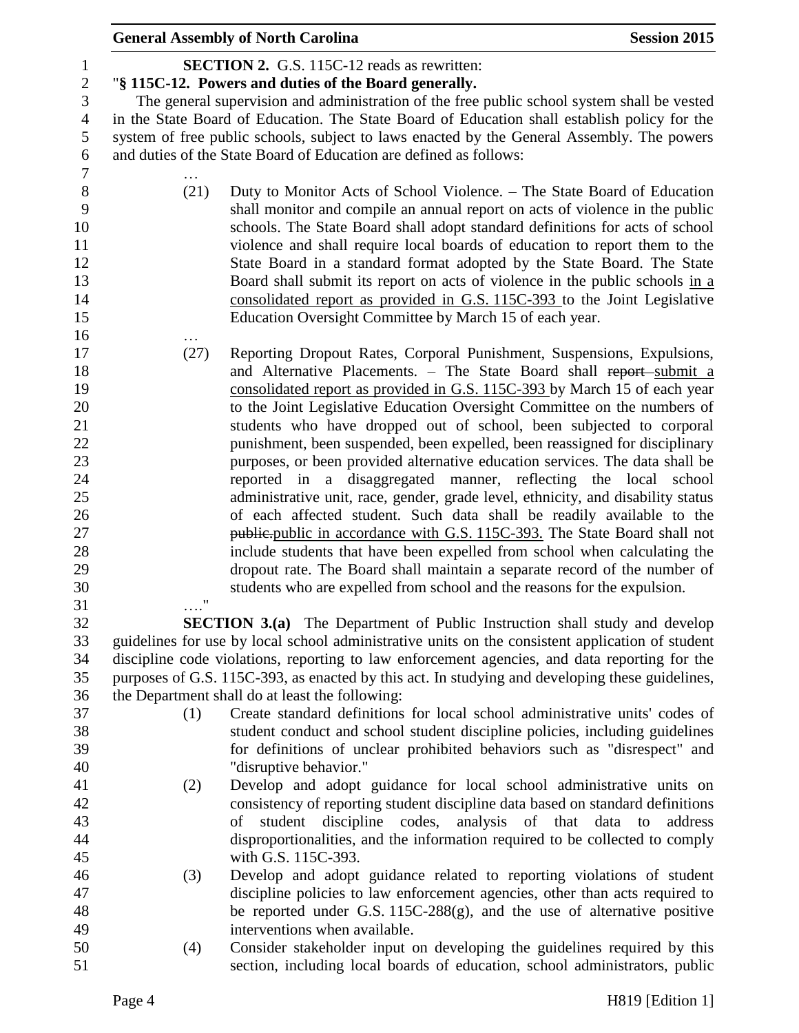**SECTION 2.** G.S. 115C-12 reads as rewritten:

"**§ 115C-12. Powers and duties of the Board generally.**

The general supervision and administration of the free public school system shall be vested in the State Board of Education. The State Board of Education shall establish policy for the system of free public schools, subject to laws enacted by the General Assembly. The powers and duties of the State Board of Education are defined as follows:

…

(21) Duty to Monitor Acts of School Violence. – The State Board of Education shall monitor and compile an annual report on acts of violence in the public schools. The State Board shall adopt standard definitions for acts of school violence and shall require local boards of education to report them to the State Board in a standard format adopted by the State Board. The State Board shall submit its report on acts of violence in the public schools <u>in a consolidated report as provided in G.S. 115C-393</u> to the Joint Legislative Education Oversight Committee by March 15 of each year.

…

(27) Reporting Dropout Rates, Corporal Punishment, Suspensions, Expulsions, and Alternative Placements. – The State Board shall ~~report~~ <u>submit a consolidated report as provided in G.S. 115C-393</u> by March 15 of each year to the Joint Legislative Education Oversight Committee on the numbers of students who have dropped out of school, been subjected to corporal punishment, been suspended, been expelled, been reassigned for disciplinary purposes, or been provided alternative education services. The data shall be reported in a disaggregated manner, reflecting the local school administrative unit, race, gender, grade level, ethnicity, and disability status of each affected student. Such data shall be readily available to the ~~public.~~<u>public in accordance with G.S. 115C-393.</u> The State Board shall not include students that have been expelled from school when calculating the dropout rate. The Board shall maintain a separate record of the number of students who are expelled from school and the reasons for the expulsion.

…."

**SECTION 3.(a)** The Department of Public Instruction shall study and develop guidelines for use by local school administrative units on the consistent application of student discipline code violations, reporting to law enforcement agencies, and data reporting for the purposes of G.S. 115C-393, as enacted by this act. In studying and developing these guidelines, the Department shall do at least the following:

(1) Create standard definitions for local school administrative units' codes of student conduct and school student discipline policies, including guidelines for definitions of unclear prohibited behaviors such as "disrespect" and "disruptive behavior."

(2) Develop and adopt guidance for local school administrative units on consistency of reporting student discipline data based on standard definitions of student discipline codes, analysis of that data to address disproportionalities, and the information required to be collected to comply with G.S. 115C-393.

(3) Develop and adopt guidance related to reporting violations of student discipline policies to law enforcement agencies, other than acts required to be reported under G.S. 115C-288(g), and the use of alternative positive interventions when available.

(4) Consider stakeholder input on developing the guidelines required by this section, including local boards of education, school administrators, public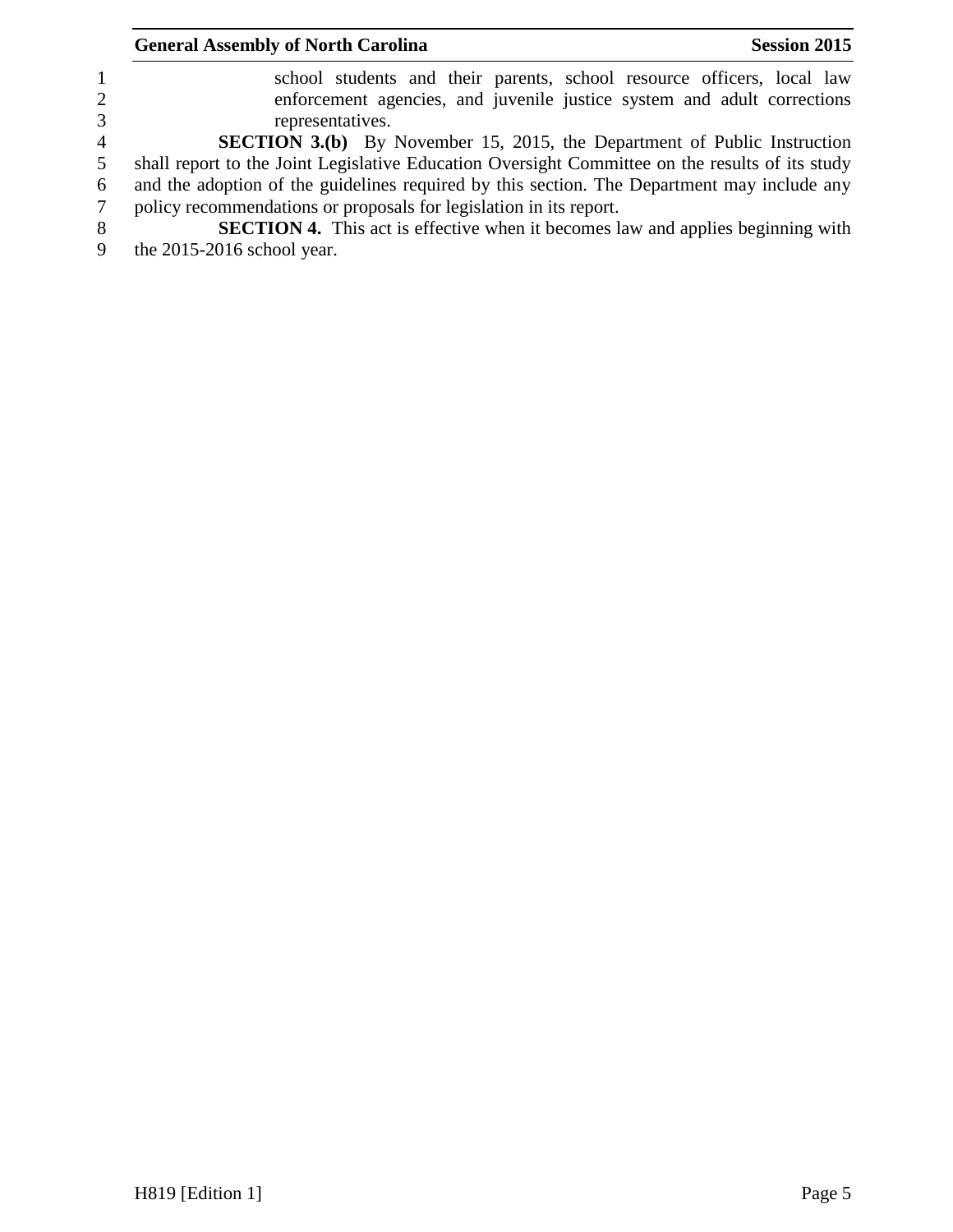school students and their parents, school resource officers, local law enforcement agencies, and juvenile justice system and adult corrections representatives.

**SECTION 3.(b)** By November 15, 2015, the Department of Public Instruction shall report to the Joint Legislative Education Oversight Committee on the results of its study and the adoption of the guidelines required by this section. The Department may include any policy recommendations or proposals for legislation in its report.

**SECTION 4.** This act is effective when it becomes law and applies beginning with the 2015-2016 school year.